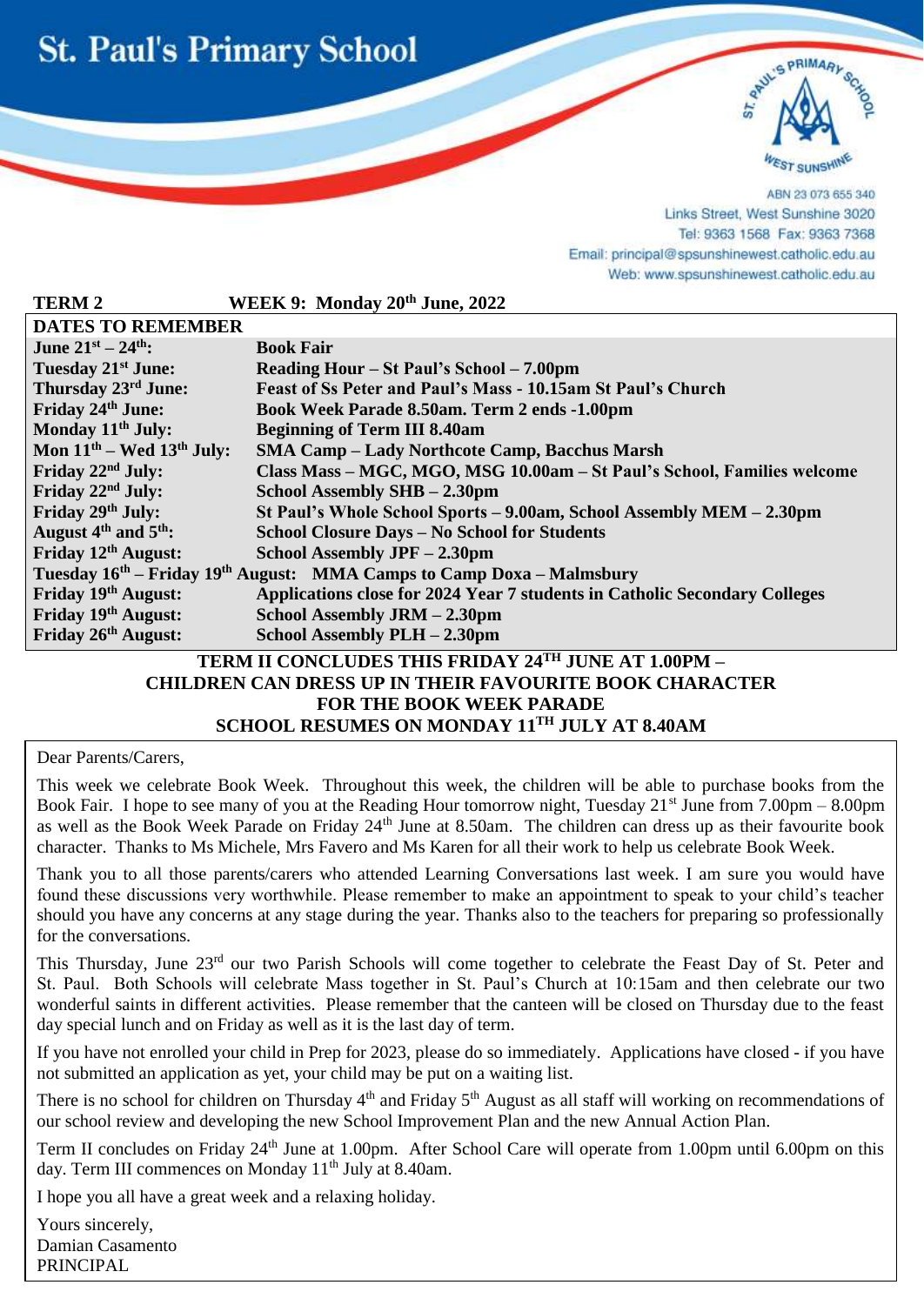# St. Paul's Primary School

ABN 23 073 655 340
Links Street, West Sunshine 3020
Tel: 9363 1568 Fax: 9363 7368
Email: principal@spsunshinewest.catholic.edu.au
Web: www.spsunshinewest.catholic.edu.au

**TERM 2** **WEEK 9: Monday 20th June, 2022**

| DATES TO REMEMBER | |
|---|---|
| **June 21st – 24th:** | **Book Fair** |
| **Tuesday 21st June:** | **Reading Hour – St Paul's School – 7.00pm** |
| **Thursday 23rd June:** | **Feast of Ss Peter and Paul's Mass - 10.15am St Paul's Church** |
| **Friday 24th June:** | **Book Week Parade 8.50am. Term 2 ends -1.00pm** |
| **Monday 11th July:** | **Beginning of Term III 8.40am** |
| **Mon 11th – Wed 13th July:** | **SMA Camp – Lady Northcote Camp, Bacchus Marsh** |
| **Friday 22nd July:** | **Class Mass – MGC, MGO, MSG 10.00am – St Paul's School, Families welcome** |
| **Friday 22nd July:** | **School Assembly SHB – 2.30pm** |
| **Friday 29th July:** | **St Paul's Whole School Sports – 9.00am, School Assembly MEM – 2.30pm** |
| **August 4th and 5th:** | **School Closure Days – No School for Students** |
| **Friday 12th August:** | **School Assembly JPF – 2.30pm** |
| **Tuesday 16th – Friday 19th August:** | **MMA Camps to Camp Doxa – Malmsbury** |
| **Friday 19th August:** | **Applications close for 2024 Year 7 students in Catholic Secondary Colleges** |
| **Friday 19th August:** | **School Assembly JRM – 2.30pm** |
| **Friday 26th August:** | **School Assembly PLH – 2.30pm** |

**TERM II CONCLUDES THIS FRIDAY 24TH JUNE AT 1.00PM –**
**CHILDREN CAN DRESS UP IN THEIR FAVOURITE BOOK CHARACTER**
**FOR THE BOOK WEEK PARADE**
**SCHOOL RESUMES ON MONDAY 11TH JULY AT 8.40AM**

Dear Parents/Carers,

This week we celebrate Book Week. Throughout this week, the children will be able to purchase books from the Book Fair. I hope to see many of you at the Reading Hour tomorrow night, Tuesday 21st June from 7.00pm – 8.00pm as well as the Book Week Parade on Friday 24th June at 8.50am. The children can dress up as their favourite book character. Thanks to Ms Michele, Mrs Favero and Ms Karen for all their work to help us celebrate Book Week.

Thank you to all those parents/carers who attended Learning Conversations last week. I am sure you would have found these discussions very worthwhile. Please remember to make an appointment to speak to your child's teacher should you have any concerns at any stage during the year. Thanks also to the teachers for preparing so professionally for the conversations.

This Thursday, June 23rd our two Parish Schools will come together to celebrate the Feast Day of St. Peter and St. Paul. Both Schools will celebrate Mass together in St. Paul's Church at 10:15am and then celebrate our two wonderful saints in different activities. Please remember that the canteen will be closed on Thursday due to the feast day special lunch and on Friday as well as it is the last day of term.

If you have not enrolled your child in Prep for 2023, please do so immediately. Applications have closed - if you have not submitted an application as yet, your child may be put on a waiting list.

There is no school for children on Thursday 4th and Friday 5th August as all staff will working on recommendations of our school review and developing the new School Improvement Plan and the new Annual Action Plan.

Term II concludes on Friday 24th June at 1.00pm. After School Care will operate from 1.00pm until 6.00pm on this day. Term III commences on Monday 11th July at 8.40am.

I hope you all have a great week and a relaxing holiday.

Yours sincerely,
Damian Casamento
PRINCIPAL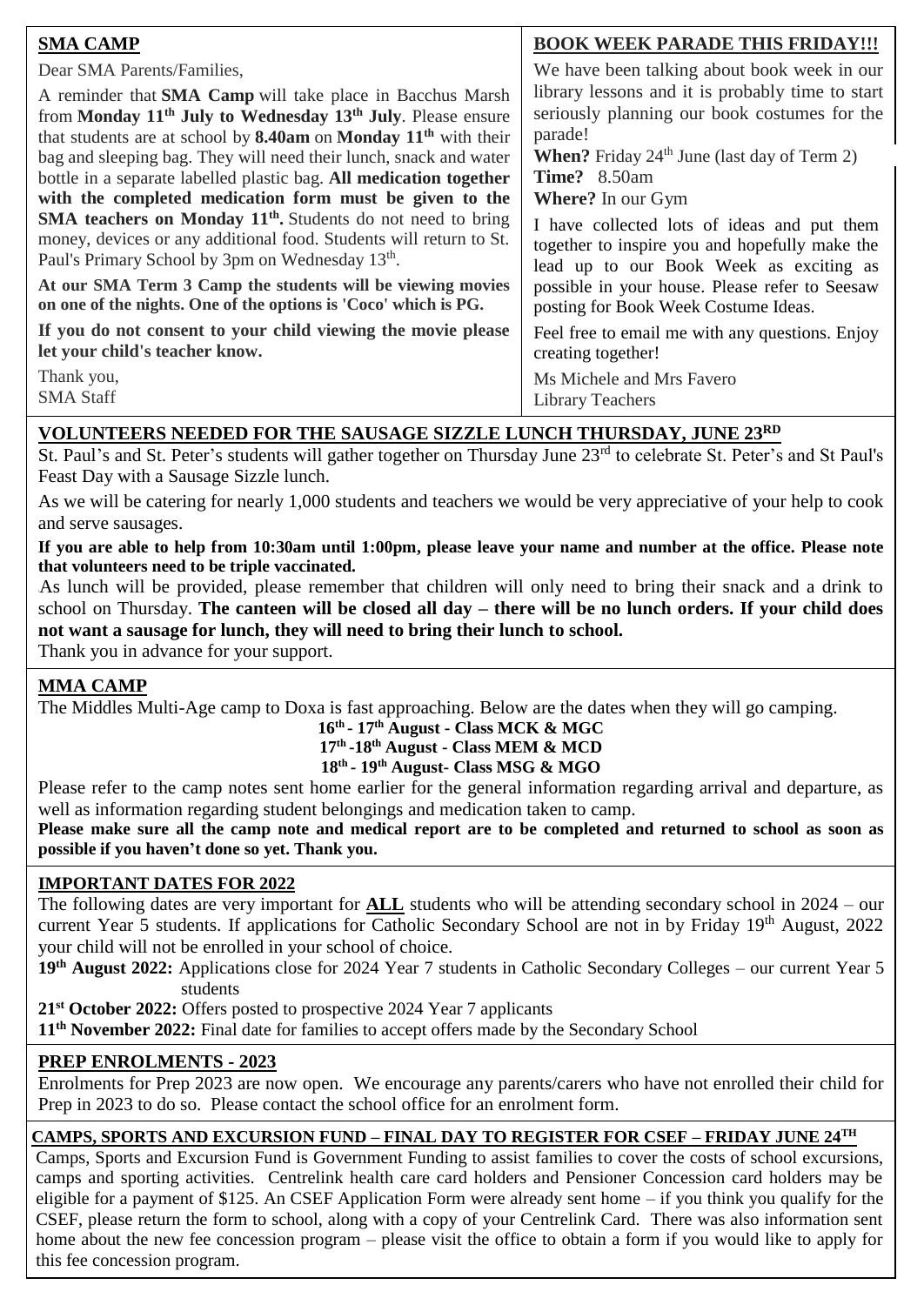## SMA CAMP

Dear SMA Parents/Families,

A reminder that **SMA Camp** will take place in Bacchus Marsh from **Monday 11th July to Wednesday 13th July**. Please ensure that students are at school by **8.40am** on **Monday 11th** with their bag and sleeping bag. They will need their lunch, snack and water bottle in a separate labelled plastic bag. **All medication together with the completed medication form must be given to the SMA teachers on Monday 11th.** Students do not need to bring money, devices or any additional food. Students will return to St. Paul's Primary School by 3pm on Wednesday 13th.

**At our SMA Term 3 Camp the students will be viewing movies on one of the nights. One of the options is 'Coco' which is PG.**

**If you do not consent to your child viewing the movie please let your child's teacher know.**

Thank you,
SMA Staff

## BOOK WEEK PARADE THIS FRIDAY!!!

We have been talking about book week in our library lessons and it is probably time to start seriously planning our book costumes for the parade!

**When?** Friday 24th June (last day of Term 2)
**Time?** 8.50am
**Where?** In our Gym

I have collected lots of ideas and put them together to inspire you and hopefully make the lead up to our Book Week as exciting as possible in your house. Please refer to Seesaw posting for Book Week Costume Ideas.

Feel free to email me with any questions. Enjoy creating together!

Ms Michele and Mrs Favero
Library Teachers

## VOLUNTEERS NEEDED FOR THE SAUSAGE SIZZLE LUNCH THURSDAY, JUNE 23RD

St. Paul's and St. Peter's students will gather together on Thursday June 23rd to celebrate St. Peter's and St Paul's Feast Day with a Sausage Sizzle lunch.

As we will be catering for nearly 1,000 students and teachers we would be very appreciative of your help to cook and serve sausages.

**If you are able to help from 10:30am until 1:00pm, please leave your name and number at the office. Please note that volunteers need to be triple vaccinated.**

As lunch will be provided, please remember that children will only need to bring their snack and a drink to school on Thursday. **The canteen will be closed all day – there will be no lunch orders. If your child does not want a sausage for lunch, they will need to bring their lunch to school.**

Thank you in advance for your support.

## MMA CAMP

The Middles Multi-Age camp to Doxa is fast approaching. Below are the dates when they will go camping.

**16th - 17th August - Class MCK & MGC**
**17th -18th August - Class MEM & MCD**
**18th - 19th August- Class MSG & MGO**

Please refer to the camp notes sent home earlier for the general information regarding arrival and departure, as well as information regarding student belongings and medication taken to camp.

**Please make sure all the camp note and medical report are to be completed and returned to school as soon as possible if you haven't done so yet. Thank you.**

## IMPORTANT DATES FOR 2022

The following dates are very important for **ALL** students who will be attending secondary school in 2024 – our current Year 5 students. If applications for Catholic Secondary School are not in by Friday 19th August, 2022 your child will not be enrolled in your school of choice.

**19th August 2022:** Applications close for 2024 Year 7 students in Catholic Secondary Colleges – our current Year 5 students
**21st October 2022:** Offers posted to prospective 2024 Year 7 applicants
**11th November 2022:** Final date for families to accept offers made by the Secondary School

## PREP ENROLMENTS - 2023

Enrolments for Prep 2023 are now open. We encourage any parents/carers who have not enrolled their child for Prep in 2023 to do so. Please contact the school office for an enrolment form.

## CAMPS, SPORTS AND EXCURSION FUND – FINAL DAY TO REGISTER FOR CSEF – FRIDAY JUNE 24TH

Camps, Sports and Excursion Fund is Government Funding to assist families to cover the costs of school excursions, camps and sporting activities. Centrelink health care card holders and Pensioner Concession card holders may be eligible for a payment of $125. An CSEF Application Form were already sent home – if you think you qualify for the CSEF, please return the form to school, along with a copy of your Centrelink Card. There was also information sent home about the new fee concession program – please visit the office to obtain a form if you would like to apply for this fee concession program.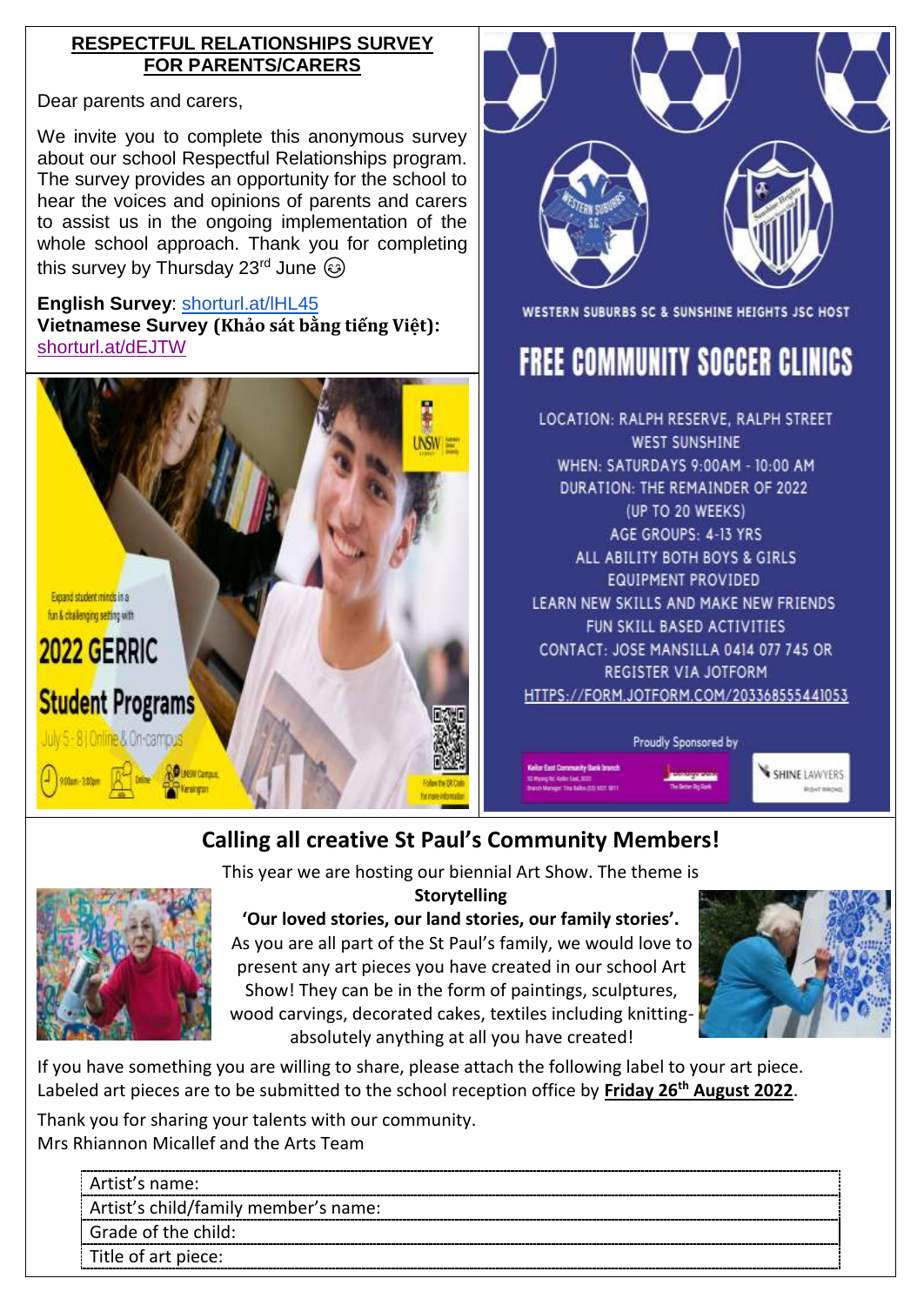## RESPECTFUL RELATIONSHIPS SURVEY FOR PARENTS/CARERS

Dear parents and carers,

We invite you to complete this anonymous survey about our school Respectful Relationships program. The survey provides an opportunity for the school to hear the voices and opinions of parents and carers to assist us in the ongoing implementation of the whole school approach. Thank you for completing this survey by Thursday 23rd June 😊

**English Survey**: shorturl.at/lHL45
**Vietnamese Survey (Khảo sát bằng tiếng Việt):** shorturl.at/dEJTW

Expand student minds in a fun & challenging setting with

**2022 GERRIC Student Programs**

July 5 - 8 | Online & On-campus

9:00am - 3:00pm | Online | UNSW Campus, Kensington

Follow the QR Code for more information

UNSW Sydney

WESTERN SUBURBS SC & SUNSHINE HEIGHTS JSC HOST

## FREE COMMUNITY SOCCER CLINICS

LOCATION: RALPH RESERVE, RALPH STREET WEST SUNSHINE
WHEN: SATURDAYS 9:00AM - 10:00 AM
DURATION: THE REMAINDER OF 2022 (UP TO 20 WEEKS)
AGE GROUPS: 4-13 YRS
ALL ABILITY BOTH BOYS & GIRLS
EQUIPMENT PROVIDED
LEARN NEW SKILLS AND MAKE NEW FRIENDS
FUN SKILL BASED ACTIVITIES
CONTACT: JOSE MANSILLA 0414 077 745 OR REGISTER VIA JOTFORM
HTTPS://FORM.JOTFORM.COM/203368555441053

Proudly Sponsored by

Keilor East Community Bank branch

SHINE LAWYERS

## Calling all creative St Paul's Community Members!

This year we are hosting our biennial Art Show. The theme is

**Storytelling**

**'Our loved stories, our land stories, our family stories'.**

As you are all part of the St Paul's family, we would love to present any art pieces you have created in our school Art Show! They can be in the form of paintings, sculptures, wood carvings, decorated cakes, textiles including knitting- absolutely anything at all you have created!

If you have something you are willing to share, please attach the following label to your art piece. Labeled art pieces are to be submitted to the school reception office by **Friday 26th August 2022**.

Thank you for sharing your talents with our community.
Mrs Rhiannon Micallef and the Arts Team

| |
|---|
| Artist's name: |
| Artist's child/family member's name: |
| Grade of the child: |
| Title of art piece: |